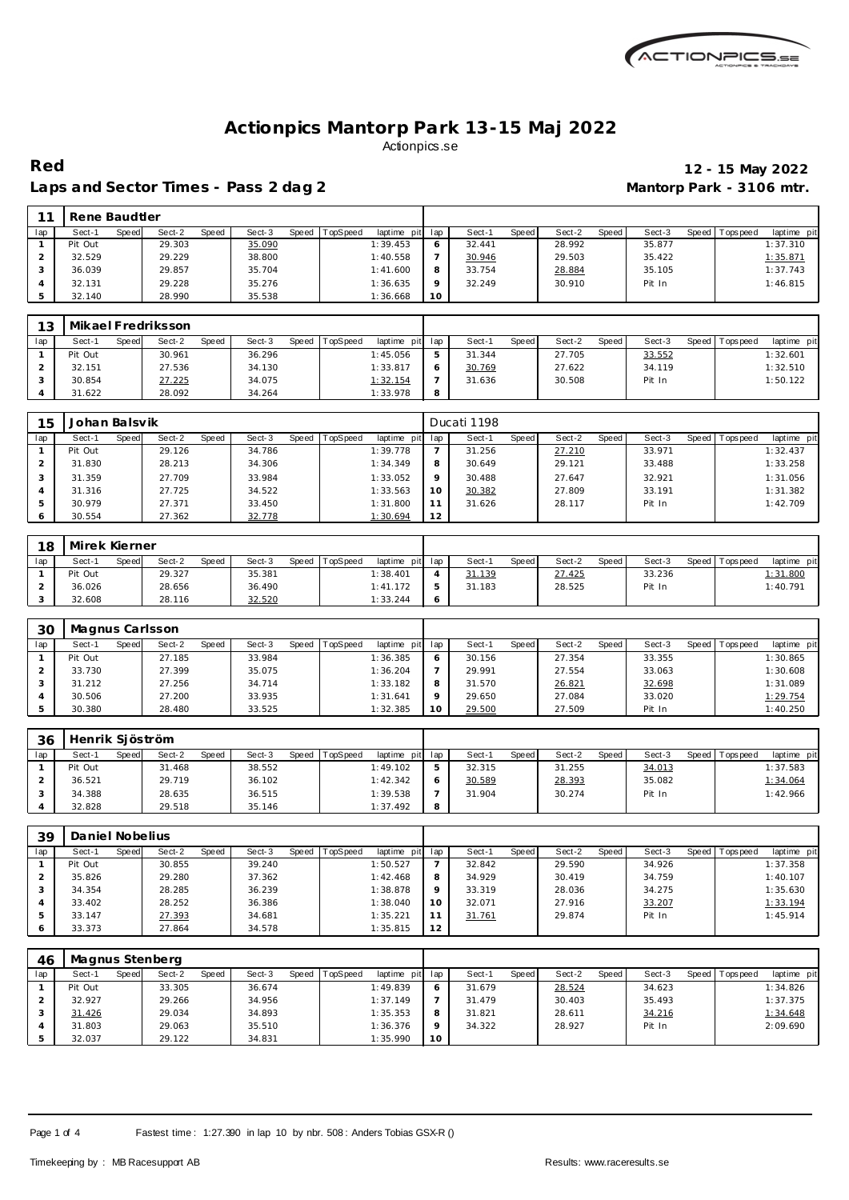# Actionpics Mantorp Park 13-15 Maj 2022

Actionpics.se

**Red** **12 - 15 May 2022**

**Laps and Sector Times - Pass 2 dag 2** **Mantorp Park - 3106 mtr.**

| 11 | Rene Baudtler | | | | | | | | | | | | | | | | | |
|---|---|---|---|---|---|---|---|---|---|---|---|---|---|---|---|---|---|---|
| lap | Sect-1 | Speed | Sect-2 | Speed | Sect-3 | Speed | TopSpeed | laptime pit | lap | Sect-1 | Speed | Sect-2 | Speed | Sect-3 | Speed | Topspeed | laptime pit |
| 1 | Pit Out | | 29.303 | | 35.090 | | | 1:39.453 | 6 | 32.441 | | 28.992 | | 35.877 | | | 1:37.310 |
| 2 | 32.529 | | 29.229 | | 38.800 | | | 1:40.558 | 7 | 30.946 | | 29.503 | | 35.422 | | | 1:35.871 |
| 3 | 36.039 | | 29.857 | | 35.704 | | | 1:41.600 | 8 | 33.754 | | 28.884 | | 35.105 | | | 1:37.743 |
| 4 | 32.131 | | 29.228 | | 35.276 | | | 1:36.635 | 9 | 32.249 | | 30.910 | | Pit In | | | 1:46.815 |
| 5 | 32.140 | | 28.990 | | 35.538 | | | 1:36.668 | 10 | | | | | | | | |

| 13 | Mikael Fredriksson | | | | | | | | | | | | | | | | |
|---|---|---|---|---|---|---|---|---|---|---|---|---|---|---|---|---|---|
| lap | Sect-1 | Speed | Sect-2 | Speed | Sect-3 | Speed | TopSpeed | laptime pit | lap | Sect-1 | Speed | Sect-2 | Speed | Sect-3 | Speed | Topspeed | laptime pit |
| 1 | Pit Out | | 30.961 | | 36.296 | | | 1:45.056 | 5 | 31.344 | | 27.705 | | 33.552 | | | 1:32.601 |
| 2 | 32.151 | | 27.536 | | 34.130 | | | 1:33.817 | 6 | 30.769 | | 27.622 | | 34.119 | | | 1:32.510 |
| 3 | 30.854 | | 27.225 | | 34.075 | | | 1:32.154 | 7 | 31.636 | | 30.508 | | Pit In | | | 1:50.122 |
| 4 | 31.622 | | 28.092 | | 34.264 | | | 1:33.978 | 8 | | | | | | | | |

| 15 | Johan Balsvik | | | | | | | | Ducati 1198 | | | | | | | | |
|---|---|---|---|---|---|---|---|---|---|---|---|---|---|---|---|---|---|
| lap | Sect-1 | Speed | Sect-2 | Speed | Sect-3 | Speed | TopSpeed | laptime pit | lap | Sect-1 | Speed | Sect-2 | Speed | Sect-3 | Speed | Topspeed | laptime pit |
| 1 | Pit Out | | 29.126 | | 34.786 | | | 1:39.778 | 7 | 31.256 | | 27.210 | | 33.971 | | | 1:32.437 |
| 2 | 31.830 | | 28.213 | | 34.306 | | | 1:34.349 | 8 | 30.649 | | 29.121 | | 33.488 | | | 1:33.258 |
| 3 | 31.359 | | 27.709 | | 33.984 | | | 1:33.052 | 9 | 30.488 | | 27.647 | | 32.921 | | | 1:31.056 |
| 4 | 31.316 | | 27.725 | | 34.522 | | | 1:33.563 | 10 | 30.382 | | 27.809 | | 33.191 | | | 1:31.382 |
| 5 | 30.979 | | 27.371 | | 33.450 | | | 1:31.800 | 11 | 31.626 | | 28.117 | | Pit In | | | 1:42.709 |
| 6 | 30.554 | | 27.362 | | 32.778 | | | 1:30.694 | 12 | | | | | | | | |

| 18 | Mirek Kierner | | | | | | | | | | | | | | | | |
|---|---|---|---|---|---|---|---|---|---|---|---|---|---|---|---|---|---|
| lap | Sect-1 | Speed | Sect-2 | Speed | Sect-3 | Speed | TopSpeed | laptime pit | lap | Sect-1 | Speed | Sect-2 | Speed | Sect-3 | Speed | Topspeed | laptime pit |
| 1 | Pit Out | | 29.327 | | 35.381 | | | 1:38.401 | 4 | 31.139 | | 27.425 | | 33.236 | | | 1:31.800 |
| 2 | 36.026 | | 28.656 | | 36.490 | | | 1:41.172 | 5 | 31.183 | | 28.525 | | Pit In | | | 1:40.791 |
| 3 | 32.608 | | 28.116 | | 32.520 | | | 1:33.244 | 6 | | | | | | | | |

| 30 | Magnus Carlsson | | | | | | | | | | | | | | | | |
|---|---|---|---|---|---|---|---|---|---|---|---|---|---|---|---|---|---|
| lap | Sect-1 | Speed | Sect-2 | Speed | Sect-3 | Speed | TopSpeed | laptime pit | lap | Sect-1 | Speed | Sect-2 | Speed | Sect-3 | Speed | Topspeed | laptime pit |
| 1 | Pit Out | | 27.185 | | 33.984 | | | 1:36.385 | 6 | 30.156 | | 27.354 | | 33.355 | | | 1:30.865 |
| 2 | 33.730 | | 27.399 | | 35.075 | | | 1:36.204 | 7 | 29.991 | | 27.554 | | 33.063 | | | 1:30.608 |
| 3 | 31.212 | | 27.256 | | 34.714 | | | 1:33.182 | 8 | 31.570 | | 26.821 | | 32.698 | | | 1:31.089 |
| 4 | 30.506 | | 27.200 | | 33.935 | | | 1:31.641 | 9 | 29.650 | | 27.084 | | 33.020 | | | 1:29.754 |
| 5 | 30.380 | | 28.480 | | 33.525 | | | 1:32.385 | 10 | 29.500 | | 27.509 | | Pit In | | | 1:40.250 |

| 36 | Henrik Sjöström | | | | | | | | | | | | | | | | |
|---|---|---|---|---|---|---|---|---|---|---|---|---|---|---|---|---|---|
| lap | Sect-1 | Speed | Sect-2 | Speed | Sect-3 | Speed | TopSpeed | laptime pit | lap | Sect-1 | Speed | Sect-2 | Speed | Sect-3 | Speed | Topspeed | laptime pit |
| 1 | Pit Out | | 31.468 | | 38.552 | | | 1:49.102 | 5 | 32.315 | | 31.255 | | 34.013 | | | 1:37.583 |
| 2 | 36.521 | | 29.719 | | 36.102 | | | 1:42.342 | 6 | 30.589 | | 28.393 | | 35.082 | | | 1:34.064 |
| 3 | 34.388 | | 28.635 | | 36.515 | | | 1:39.538 | 7 | 31.904 | | 30.274 | | Pit In | | | 1:42.966 |
| 4 | 32.828 | | 29.518 | | 35.146 | | | 1:37.492 | 8 | | | | | | | | |

| 39 | Daniel Nobelius | | | | | | | | | | | | | | | | |
|---|---|---|---|---|---|---|---|---|---|---|---|---|---|---|---|---|---|
| lap | Sect-1 | Speed | Sect-2 | Speed | Sect-3 | Speed | TopSpeed | laptime pit | lap | Sect-1 | Speed | Sect-2 | Speed | Sect-3 | Speed | Topspeed | laptime pit |
| 1 | Pit Out | | 30.855 | | 39.240 | | | 1:50.527 | 7 | 32.842 | | 29.590 | | 34.926 | | | 1:37.358 |
| 2 | 35.826 | | 29.280 | | 37.362 | | | 1:42.468 | 8 | 34.929 | | 30.419 | | 34.759 | | | 1:40.107 |
| 3 | 34.354 | | 28.285 | | 36.239 | | | 1:38.878 | 9 | 33.319 | | 28.036 | | 34.275 | | | 1:35.630 |
| 4 | 33.402 | | 28.252 | | 36.386 | | | 1:38.040 | 10 | 32.071 | | 27.916 | | 33.207 | | | 1:33.194 |
| 5 | 33.147 | | 27.393 | | 34.681 | | | 1:35.221 | 11 | 31.761 | | 29.874 | | Pit In | | | 1:45.914 |
| 6 | 33.373 | | 27.864 | | 34.578 | | | 1:35.815 | 12 | | | | | | | | |

| 46 | Magnus Stenberg | | | | | | | | | | | | | | | | |
|---|---|---|---|---|---|---|---|---|---|---|---|---|---|---|---|---|---|
| lap | Sect-1 | Speed | Sect-2 | Speed | Sect-3 | Speed | TopSpeed | laptime pit | lap | Sect-1 | Speed | Sect-2 | Speed | Sect-3 | Speed | Topspeed | laptime pit |
| 1 | Pit Out | | 33.305 | | 36.674 | | | 1:49.839 | 6 | 31.679 | | 28.524 | | 34.623 | | | 1:34.826 |
| 2 | 32.927 | | 29.266 | | 34.956 | | | 1:37.149 | 7 | 31.479 | | 30.403 | | 35.493 | | | 1:37.375 |
| 3 | 31.426 | | 29.034 | | 34.893 | | | 1:35.353 | 8 | 31.821 | | 28.611 | | 34.216 | | | 1:34.648 |
| 4 | 31.803 | | 29.063 | | 35.510 | | | 1:36.376 | 9 | 34.322 | | 28.927 | | Pit In | | | 2:09.690 |
| 5 | 32.037 | | 29.122 | | 34.831 | | | 1:35.990 | 10 | | | | | | | | |

Fastest time : 1:27.390 in lap 10 by nbr. 508 : Anders Tobias GSX-R ()

Timekeeping by : MB Racesupport AB

Results: www.raceresults.se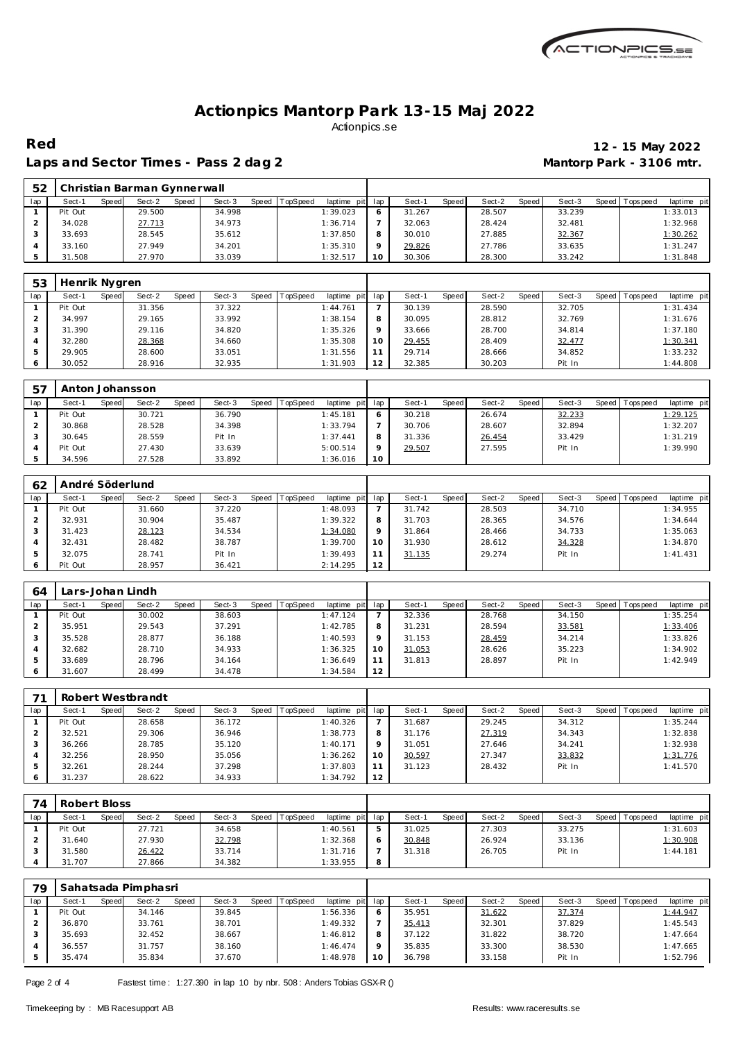# Actionpics Mantorp Park 13-15 Maj 2022

Actionpics.se

**Red** **12 - 15 May 2022**

**Laps and Sector Times - Pass 2 dag 2** **Mantorp Park - 3106 mtr.**

| 52 | Christian Barman Gynnerwall | | | | | | | | | | | | | | | | | |
|---|---|---|---|---|---|---|---|---|---|---|---|---|---|---|---|---|---|---|
| lap | Sect-1 | Speed | Sect-2 | Speed | Sect-3 | Speed | TopSpeed | laptime pit | lap | Sect-1 | Speed | Sect-2 | Speed | Sect-3 | Speed | Topspeed | laptime pit |
| 1 | Pit Out | | 29.500 | | 34.998 | | | 1:39.023 | 6 | 31.267 | | 28.507 | | 33.239 | | | 1:33.013 |
| 2 | 34.028 | | 27.713 | | 34.973 | | | 1:36.714 | 7 | 32.063 | | 28.424 | | 32.481 | | | 1:32.968 |
| 3 | 33.693 | | 28.545 | | 35.612 | | | 1:37.850 | 8 | 30.010 | | 27.885 | | 32.367 | | | 1:30.262 |
| 4 | 33.160 | | 27.949 | | 34.201 | | | 1:35.310 | 9 | 29.826 | | 27.786 | | 33.635 | | | 1:31.247 |
| 5 | 31.508 | | 27.970 | | 33.039 | | | 1:32.517 | 10 | 30.306 | | 28.300 | | 33.242 | | | 1:31.848 |

| 53 | Henrik Nygren | | | | | | | | | | | | | | | | |
|---|---|---|---|---|---|---|---|---|---|---|---|---|---|---|---|---|---|
| lap | Sect-1 | Speed | Sect-2 | Speed | Sect-3 | Speed | TopSpeed | laptime pit | lap | Sect-1 | Speed | Sect-2 | Speed | Sect-3 | Speed | Topspeed | laptime pit |
| 1 | Pit Out | | 31.356 | | 37.322 | | | 1:44.761 | 7 | 30.139 | | 28.590 | | 32.705 | | | 1:31.434 |
| 2 | 34.997 | | 29.165 | | 33.992 | | | 1:38.154 | 8 | 30.095 | | 28.812 | | 32.769 | | | 1:31.676 |
| 3 | 31.390 | | 29.116 | | 34.820 | | | 1:35.326 | 9 | 33.666 | | 28.700 | | 34.814 | | | 1:37.180 |
| 4 | 32.280 | | 28.368 | | 34.660 | | | 1:35.308 | 10 | 29.455 | | 28.409 | | 32.477 | | | 1:30.341 |
| 5 | 29.905 | | 28.600 | | 33.051 | | | 1:31.556 | 11 | 29.714 | | 28.666 | | 34.852 | | | 1:33.232 |
| 6 | 30.052 | | 28.916 | | 32.935 | | | 1:31.903 | 12 | 32.385 | | 30.203 | | Pit In | | | 1:44.808 |

| 57 | Anton Johansson | | | | | | | | | | | | | | | | |
|---|---|---|---|---|---|---|---|---|---|---|---|---|---|---|---|---|---|
| lap | Sect-1 | Speed | Sect-2 | Speed | Sect-3 | Speed | TopSpeed | laptime pit | lap | Sect-1 | Speed | Sect-2 | Speed | Sect-3 | Speed | Topspeed | laptime pit |
| 1 | Pit Out | | 30.721 | | 36.790 | | | 1:45.181 | 6 | 30.218 | | 26.674 | | 32.233 | | | 1:29.125 |
| 2 | 30.868 | | 28.528 | | 34.398 | | | 1:33.794 | 7 | 30.706 | | 28.607 | | 32.894 | | | 1:32.207 |
| 3 | 30.645 | | 28.559 | | Pit In | | | 1:37.441 | 8 | 31.336 | | 26.454 | | 33.429 | | | 1:31.219 |
| 4 | Pit Out | | 27.430 | | 33.639 | | | 5:00.514 | 9 | 29.507 | | 27.595 | | Pit In | | | 1:39.990 |
| 5 | 34.596 | | 27.528 | | 33.892 | | | 1:36.016 | 10 | | | | | | | | |

| 62 | André Söderlund | | | | | | | | | | | | | | | | |
|---|---|---|---|---|---|---|---|---|---|---|---|---|---|---|---|---|---|
| lap | Sect-1 | Speed | Sect-2 | Speed | Sect-3 | Speed | TopSpeed | laptime pit | lap | Sect-1 | Speed | Sect-2 | Speed | Sect-3 | Speed | Topspeed | laptime pit |
| 1 | Pit Out | | 31.660 | | 37.220 | | | 1:48.093 | 7 | 31.742 | | 28.503 | | 34.710 | | | 1:34.955 |
| 2 | 32.931 | | 30.904 | | 35.487 | | | 1:39.322 | 8 | 31.703 | | 28.365 | | 34.576 | | | 1:34.644 |
| 3 | 31.423 | | 28.123 | | 34.534 | | | 1:34.080 | 9 | 31.864 | | 28.466 | | 34.733 | | | 1:35.063 |
| 4 | 32.431 | | 28.482 | | 38.787 | | | 1:39.700 | 10 | 31.930 | | 28.612 | | 34.328 | | | 1:34.870 |
| 5 | 32.075 | | 28.741 | | Pit In | | | 1:39.493 | 11 | 31.135 | | 29.274 | | Pit In | | | 1:41.431 |
| 6 | Pit Out | | 28.957 | | 36.421 | | | 2:14.295 | 12 | | | | | | | | |

| 64 | Lars-Johan Lindh | | | | | | | | | | | | | | | | |
|---|---|---|---|---|---|---|---|---|---|---|---|---|---|---|---|---|---|
| lap | Sect-1 | Speed | Sect-2 | Speed | Sect-3 | Speed | TopSpeed | laptime pit | lap | Sect-1 | Speed | Sect-2 | Speed | Sect-3 | Speed | Topspeed | laptime pit |
| 1 | Pit Out | | 30.002 | | 38.603 | | | 1:47.124 | 7 | 32.336 | | 28.768 | | 34.150 | | | 1:35.254 |
| 2 | 35.951 | | 29.543 | | 37.291 | | | 1:42.785 | 8 | 31.231 | | 28.594 | | 33.581 | | | 1:33.406 |
| 3 | 35.528 | | 28.877 | | 36.188 | | | 1:40.593 | 9 | 31.153 | | 28.459 | | 34.214 | | | 1:33.826 |
| 4 | 32.682 | | 28.710 | | 34.933 | | | 1:36.325 | 10 | 31.053 | | 28.626 | | 35.223 | | | 1:34.902 |
| 5 | 33.689 | | 28.796 | | 34.164 | | | 1:36.649 | 11 | 31.813 | | 28.897 | | Pit In | | | 1:42.949 |
| 6 | 31.607 | | 28.499 | | 34.478 | | | 1:34.584 | 12 | | | | | | | | |

| 71 | Robert Westbrandt | | | | | | | | | | | | | | | | |
|---|---|---|---|---|---|---|---|---|---|---|---|---|---|---|---|---|---|
| lap | Sect-1 | Speed | Sect-2 | Speed | Sect-3 | Speed | TopSpeed | laptime pit | lap | Sect-1 | Speed | Sect-2 | Speed | Sect-3 | Speed | Topspeed | laptime pit |
| 1 | Pit Out | | 28.658 | | 36.172 | | | 1:40.326 | 7 | 31.687 | | 29.245 | | 34.312 | | | 1:35.244 |
| 2 | 32.521 | | 29.306 | | 36.946 | | | 1:38.773 | 8 | 31.176 | | 27.319 | | 34.343 | | | 1:32.838 |
| 3 | 36.266 | | 28.785 | | 35.120 | | | 1:40.171 | 9 | 31.051 | | 27.646 | | 34.241 | | | 1:32.938 |
| 4 | 32.256 | | 28.950 | | 35.056 | | | 1:36.262 | 10 | 30.597 | | 27.347 | | 33.832 | | | 1:31.776 |
| 5 | 32.261 | | 28.244 | | 37.298 | | | 1:37.803 | 11 | 31.123 | | 28.432 | | Pit In | | | 1:41.570 |
| 6 | 31.237 | | 28.622 | | 34.933 | | | 1:34.792 | 12 | | | | | | | | |

| 74 | Robert Bloss | | | | | | | | | | | | | | | | |
|---|---|---|---|---|---|---|---|---|---|---|---|---|---|---|---|---|---|
| lap | Sect-1 | Speed | Sect-2 | Speed | Sect-3 | Speed | TopSpeed | laptime pit | lap | Sect-1 | Speed | Sect-2 | Speed | Sect-3 | Speed | Topspeed | laptime pit |
| 1 | Pit Out | | 27.721 | | 34.658 | | | 1:40.561 | 5 | 31.025 | | 27.303 | | 33.275 | | | 1:31.603 |
| 2 | 31.640 | | 27.930 | | 32.798 | | | 1:32.368 | 6 | 30.848 | | 26.924 | | 33.136 | | | 1:30.908 |
| 3 | 31.580 | | 26.422 | | 33.714 | | | 1:31.716 | 7 | 31.318 | | 26.705 | | Pit In | | | 1:44.181 |
| 4 | 31.707 | | 27.866 | | 34.382 | | | 1:33.955 | 8 | | | | | | | | |

| 79 | Sahatsada Pimphasri | | | | | | | | | | | | | | | | |
|---|---|---|---|---|---|---|---|---|---|---|---|---|---|---|---|---|---|
| lap | Sect-1 | Speed | Sect-2 | Speed | Sect-3 | Speed | TopSpeed | laptime pit | lap | Sect-1 | Speed | Sect-2 | Speed | Sect-3 | Speed | Topspeed | laptime pit |
| 1 | Pit Out | | 34.146 | | 39.845 | | | 1:56.336 | 6 | 35.951 | | 31.622 | | 37.374 | | | 1:44.947 |
| 2 | 36.870 | | 33.761 | | 38.701 | | | 1:49.332 | 7 | 35.413 | | 32.301 | | 37.829 | | | 1:45.543 |
| 3 | 35.693 | | 32.452 | | 38.667 | | | 1:46.812 | 8 | 37.122 | | 31.822 | | 38.720 | | | 1:47.664 |
| 4 | 36.557 | | 31.757 | | 38.160 | | | 1:46.474 | 9 | 35.835 | | 33.300 | | 38.530 | | | 1:47.665 |
| 5 | 35.474 | | 35.834 | | 37.670 | | | 1:48.978 | 10 | 36.798 | | 33.158 | | Pit In | | | 1:52.796 |

Fastest time : 1:27.390 in lap 10 by nbr. 508 : Anders Tobias GSX-R ()

Timekeeping by : MB Racesupport AB

Results: www.raceresults.se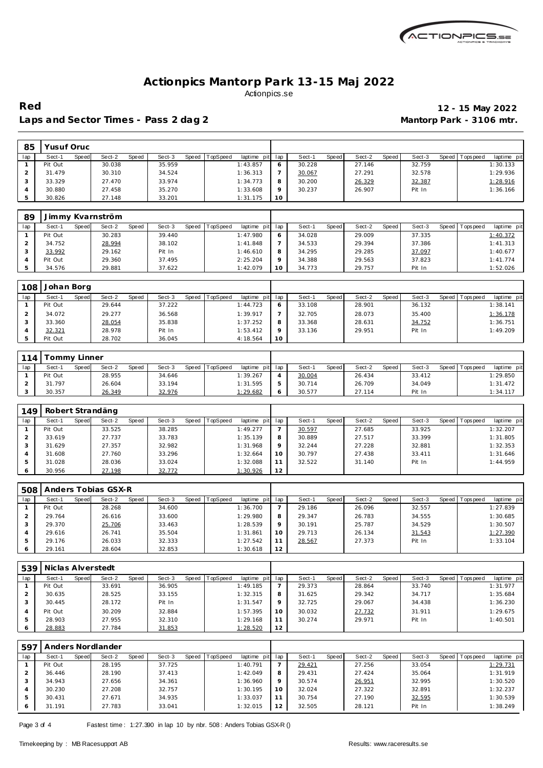# Actionpics Mantorp Park 13-15 Maj 2022

Actionpics.se

**Red** **12 - 15 May 2022**

**Laps and Sector Times - Pass 2 dag 2** **Mantorp Park - 3106 mtr.**

| 85 | Yusuf Oruc | | | | | | | | | | | | | | | | | |
|---|---|---|---|---|---|---|---|---|---|---|---|---|---|---|---|---|---|---|
| lap | Sect-1 | Speed | Sect-2 | Speed | Sect-3 | Speed | TopSpeed | laptime pit | lap | Sect-1 | Speed | Sect-2 | Speed | Sect-3 | Speed | Topspeed | laptime pit |
| 1 | Pit Out | | 30.038 | | 35.959 | | | 1:43.857 | 6 | 30.228 | | 27.146 | | 32.759 | | | 1:30.133 |
| 2 | 31.479 | | 30.310 | | 34.524 | | | 1:36.313 | 7 | 30.067 | | 27.291 | | 32.578 | | | 1:29.936 |
| 3 | 33.329 | | 27.470 | | 33.974 | | | 1:34.773 | 8 | 30.200 | | 26.329 | | 32.387 | | | 1:28.916 |
| 4 | 30.880 | | 27.458 | | 35.270 | | | 1:33.608 | 9 | 30.237 | | 26.907 | | Pit In | | | 1:36.166 |
| 5 | 30.826 | | 27.148 | | 33.201 | | | 1:31.175 | 10 | | | | | | | | |

| 89 | Jimmy Kvarnström | | | | | | | | | | | | | | | | |
|---|---|---|---|---|---|---|---|---|---|---|---|---|---|---|---|---|---|
| lap | Sect-1 | Speed | Sect-2 | Speed | Sect-3 | Speed | TopSpeed | laptime pit | lap | Sect-1 | Speed | Sect-2 | Speed | Sect-3 | Speed | Topspeed | laptime pit |
| 1 | Pit Out | | 30.283 | | 39.440 | | | 1:47.980 | 6 | 34.028 | | 29.009 | | 37.335 | | | 1:40.372 |
| 2 | 34.752 | | 28.994 | | 38.102 | | | 1:41.848 | 7 | 34.533 | | 29.394 | | 37.386 | | | 1:41.313 |
| 3 | 33.992 | | 29.162 | | Pit In | | | 1:46.610 | 8 | 34.295 | | 29.285 | | 37.097 | | | 1:40.677 |
| 4 | Pit Out | | 29.360 | | 37.495 | | | 2:25.204 | 9 | 34.388 | | 29.563 | | 37.823 | | | 1:41.774 |
| 5 | 34.576 | | 29.881 | | 37.622 | | | 1:42.079 | 10 | 34.773 | | 29.757 | | Pit In | | | 1:52.026 |

| 108 | Johan Borg | | | | | | | | | | | | | | | | |
|---|---|---|---|---|---|---|---|---|---|---|---|---|---|---|---|---|---|
| lap | Sect-1 | Speed | Sect-2 | Speed | Sect-3 | Speed | TopSpeed | laptime pit | lap | Sect-1 | Speed | Sect-2 | Speed | Sect-3 | Speed | Topspeed | laptime pit |
| 1 | Pit Out | | 29.644 | | 37.222 | | | 1:44.723 | 6 | 33.108 | | 28.901 | | 36.132 | | | 1:38.141 |
| 2 | 34.072 | | 29.277 | | 36.568 | | | 1:39.917 | 7 | 32.705 | | 28.073 | | 35.400 | | | 1:36.178 |
| 3 | 33.360 | | 28.054 | | 35.838 | | | 1:37.252 | 8 | 33.368 | | 28.631 | | 34.752 | | | 1:36.751 |
| 4 | 32.321 | | 28.978 | | Pit In | | | 1:53.412 | 9 | 33.136 | | 29.951 | | Pit In | | | 1:49.209 |
| 5 | Pit Out | | 28.702 | | 36.045 | | | 4:18.564 | 10 | | | | | | | | |

| 114 | Tommy Linner | | | | | | | | | | | | | | | | |
|---|---|---|---|---|---|---|---|---|---|---|---|---|---|---|---|---|---|
| lap | Sect-1 | Speed | Sect-2 | Speed | Sect-3 | Speed | TopSpeed | laptime pit | lap | Sect-1 | Speed | Sect-2 | Speed | Sect-3 | Speed | Topspeed | laptime pit |
| 1 | Pit Out | | 28.955 | | 34.646 | | | 1:39.267 | 4 | 30.004 | | 26.434 | | 33.412 | | | 1:29.850 |
| 2 | 31.797 | | 26.604 | | 33.194 | | | 1:31.595 | 5 | 30.714 | | 26.709 | | 34.049 | | | 1:31.472 |
| 3 | 30.357 | | 26.349 | | 32.976 | | | 1:29.682 | 6 | 30.577 | | 27.114 | | Pit In | | | 1:34.117 |

| 149 | Robert Strandäng | | | | | | | | | | | | | | | | |
|---|---|---|---|---|---|---|---|---|---|---|---|---|---|---|---|---|---|
| lap | Sect-1 | Speed | Sect-2 | Speed | Sect-3 | Speed | TopSpeed | laptime pit | lap | Sect-1 | Speed | Sect-2 | Speed | Sect-3 | Speed | Topspeed | laptime pit |
| 1 | Pit Out | | 33.525 | | 38.285 | | | 1:49.277 | 7 | 30.597 | | 27.685 | | 33.925 | | | 1:32.207 |
| 2 | 33.619 | | 27.737 | | 33.783 | | | 1:35.139 | 8 | 30.889 | | 27.517 | | 33.399 | | | 1:31.805 |
| 3 | 31.629 | | 27.357 | | 32.982 | | | 1:31.968 | 9 | 32.244 | | 27.228 | | 32.881 | | | 1:32.353 |
| 4 | 31.608 | | 27.760 | | 33.296 | | | 1:32.664 | 10 | 30.797 | | 27.438 | | 33.411 | | | 1:31.646 |
| 5 | 31.028 | | 28.036 | | 33.024 | | | 1:32.088 | 11 | 32.522 | | 31.140 | | Pit In | | | 1:44.959 |
| 6 | 30.956 | | 27.198 | | 32.772 | | | 1:30.926 | 12 | | | | | | | | |

| 508 | Anders Tobias GSX-R | | | | | | | | | | | | | | | | |
|---|---|---|---|---|---|---|---|---|---|---|---|---|---|---|---|---|---|
| lap | Sect-1 | Speed | Sect-2 | Speed | Sect-3 | Speed | TopSpeed | laptime pit | lap | Sect-1 | Speed | Sect-2 | Speed | Sect-3 | Speed | Topspeed | laptime pit |
| 1 | Pit Out | | 28.268 | | 34.600 | | | 1:36.700 | 7 | 29.186 | | 26.096 | | 32.557 | | | 1:27.839 |
| 2 | 29.764 | | 26.616 | | 33.600 | | | 1:29.980 | 8 | 29.347 | | 26.783 | | 34.555 | | | 1:30.685 |
| 3 | 29.370 | | 25.706 | | 33.463 | | | 1:28.539 | 9 | 30.191 | | 25.787 | | 34.529 | | | 1:30.507 |
| 4 | 29.616 | | 26.741 | | 35.504 | | | 1:31.861 | 10 | 29.713 | | 26.134 | | 31.543 | | | 1:27.390 |
| 5 | 29.176 | | 26.033 | | 32.333 | | | 1:27.542 | 11 | 28.567 | | 27.373 | | Pit In | | | 1:33.104 |
| 6 | 29.161 | | 28.604 | | 32.853 | | | 1:30.618 | 12 | | | | | | | | |

| 539 | Niclas Alverstedt | | | | | | | | | | | | | | | | |
|---|---|---|---|---|---|---|---|---|---|---|---|---|---|---|---|---|---|
| lap | Sect-1 | Speed | Sect-2 | Speed | Sect-3 | Speed | TopSpeed | laptime pit | lap | Sect-1 | Speed | Sect-2 | Speed | Sect-3 | Speed | Topspeed | laptime pit |
| 1 | Pit Out | | 33.691 | | 36.905 | | | 1:49.185 | 7 | 29.373 | | 28.864 | | 33.740 | | | 1:31.977 |
| 2 | 30.635 | | 28.525 | | 33.155 | | | 1:32.315 | 8 | 31.625 | | 29.342 | | 34.717 | | | 1:35.684 |
| 3 | 30.445 | | 28.172 | | Pit In | | | 1:31.547 | 9 | 32.725 | | 29.067 | | 34.438 | | | 1:36.230 |
| 4 | Pit Out | | 30.209 | | 32.884 | | | 1:57.395 | 10 | 30.032 | | 27.732 | | 31.911 | | | 1:29.675 |
| 5 | 28.903 | | 27.955 | | 32.310 | | | 1:29.168 | 11 | 30.274 | | 29.971 | | Pit In | | | 1:40.501 |
| 6 | 28.883 | | 27.784 | | 31.853 | | | 1:28.520 | 12 | | | | | | | | |

| 597 | Anders Nordlander | | | | | | | | | | | | | | | | |
|---|---|---|---|---|---|---|---|---|---|---|---|---|---|---|---|---|---|
| lap | Sect-1 | Speed | Sect-2 | Speed | Sect-3 | Speed | TopSpeed | laptime pit | lap | Sect-1 | Speed | Sect-2 | Speed | Sect-3 | Speed | Topspeed | laptime pit |
| 1 | Pit Out | | 28.195 | | 37.725 | | | 1:40.791 | 7 | 29.421 | | 27.256 | | 33.054 | | | 1:29.731 |
| 2 | 36.446 | | 28.190 | | 37.413 | | | 1:42.049 | 8 | 29.431 | | 27.424 | | 35.064 | | | 1:31.919 |
| 3 | 34.943 | | 27.656 | | 34.361 | | | 1:36.960 | 9 | 30.574 | | 26.951 | | 32.995 | | | 1:30.520 |
| 4 | 30.230 | | 27.208 | | 32.757 | | | 1:30.195 | 10 | 32.024 | | 27.322 | | 32.891 | | | 1:32.237 |
| 5 | 30.431 | | 27.671 | | 34.935 | | | 1:33.037 | 11 | 30.754 | | 27.190 | | 32.595 | | | 1:30.539 |
| 6 | 31.191 | | 27.783 | | 33.041 | | | 1:32.015 | 12 | 32.505 | | 28.121 | | Pit In | | | 1:38.249 |

Fastest time : 1:27.390 in lap 10 by nbr. 508 : Anders Tobias GSX-R ()

Timekeeping by : MB Racesupport AB Results: www.raceresults.se